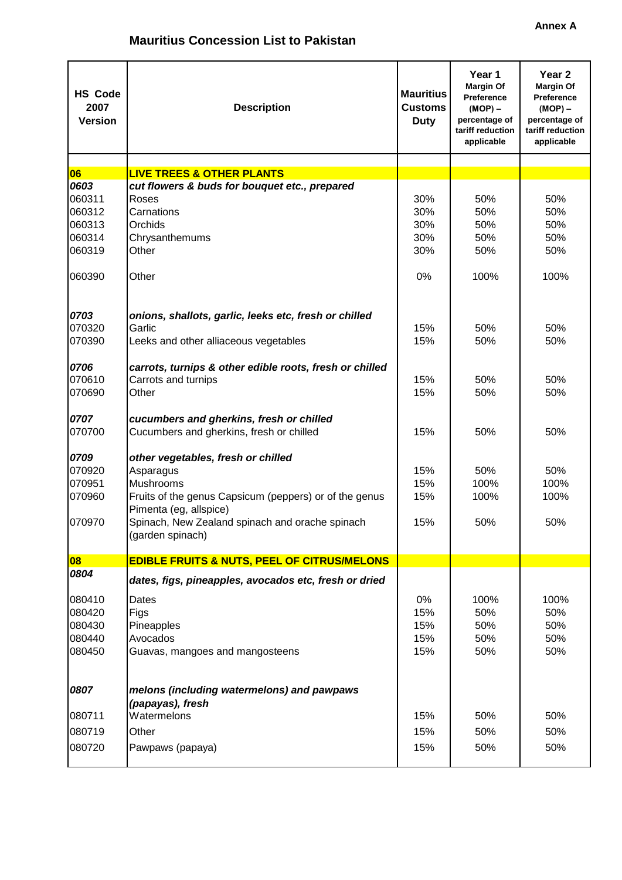Annex A

## Mauritius Concession List to Pakistan

| HS Code 2007 Version | Description | Mauritius Customs Duty | Year 1 Margin Of Preference (MOP) – percentage of tariff reduction applicable | Year 2 Margin Of Preference (MOP) – percentage of tariff reduction applicable |
|---|---|---|---|---|
| **06** | **LIVE TREES & OTHER PLANTS** | | | |
| ***0603*** | ***cut flowers & buds for bouquet etc., prepared*** | | | |
| 060311 | Roses | 30% | 50% | 50% |
| 060312 | Carnations | 30% | 50% | 50% |
| 060313 | Orchids | 30% | 50% | 50% |
| 060314 | Chrysanthemums | 30% | 50% | 50% |
| 060319 | Other | 30% | 50% | 50% |
| 060390 | Other | 0% | 100% | 100% |
| ***0703*** | ***onions, shallots, garlic, leeks etc, fresh or chilled*** | | | |
| 070320 | Garlic | 15% | 50% | 50% |
| 070390 | Leeks and other alliaceous vegetables | 15% | 50% | 50% |
| ***0706*** | ***carrots, turnips & other edible roots, fresh or chilled*** | | | |
| 070610 | Carrots and turnips | 15% | 50% | 50% |
| 070690 | Other | 15% | 50% | 50% |
| ***0707*** | ***cucumbers and gherkins, fresh or chilled*** | | | |
| 070700 | Cucumbers and gherkins, fresh or chilled | 15% | 50% | 50% |
| ***0709*** | ***other vegetables, fresh or chilled*** | | | |
| 070920 | Asparagus | 15% | 50% | 50% |
| 070951 | Mushrooms | 15% | 100% | 100% |
| 070960 | Fruits of the genus Capsicum (peppers) or of the genus Pimenta (eg, allspice) | 15% | 100% | 100% |
| 070970 | Spinach, New Zealand spinach and orache spinach (garden spinach) | 15% | 50% | 50% |
| **08** | **EDIBLE FRUITS & NUTS, PEEL OF CITRUS/MELONS** | | | |
| ***0804*** | ***dates, figs, pineapples, avocados etc, fresh or dried*** | | | |
| 080410 | Dates | 0% | 100% | 100% |
| 080420 | Figs | 15% | 50% | 50% |
| 080430 | Pineapples | 15% | 50% | 50% |
| 080440 | Avocados | 15% | 50% | 50% |
| 080450 | Guavas, mangoes and mangosteens | 15% | 50% | 50% |
| ***0807*** | ***melons (including watermelons) and pawpaws (papayas), fresh*** | | | |
| 080711 | Watermelons | 15% | 50% | 50% |
| 080719 | Other | 15% | 50% | 50% |
| 080720 | Pawpaws (papaya) | 15% | 50% | 50% |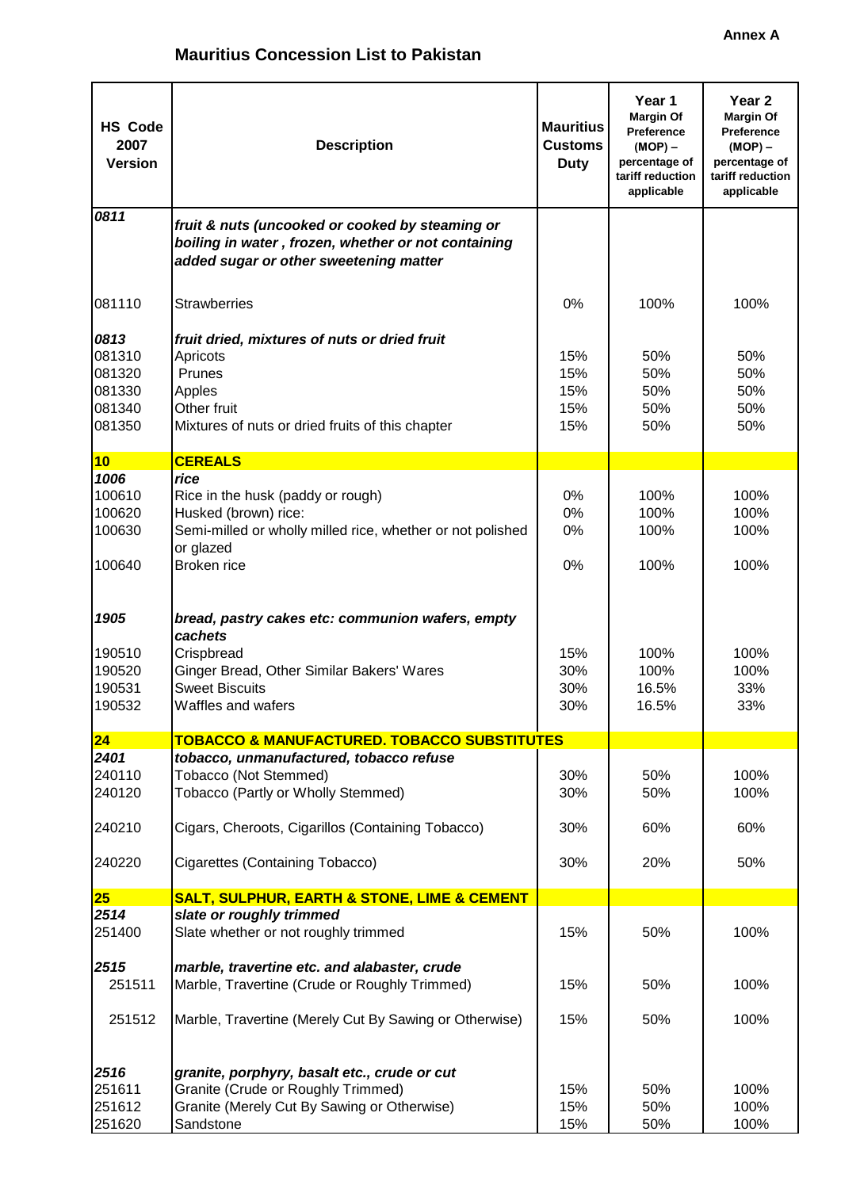Annex A

## Mauritius Concession List to Pakistan

| HS Code 2007 Version | Description | Mauritius Customs Duty | Year 1 Margin Of Preference (MOP) – percentage of tariff reduction applicable | Year 2 Margin Of Preference (MOP) – percentage of tariff reduction applicable |
|---|---|---|---|---|
| ***0811*** | ***fruit & nuts (uncooked or cooked by steaming or boiling in water , frozen, whether or not containing added sugar or other sweetening matter*** | | | |
| 081110 | Strawberries | 0% | 100% | 100% |
| ***0813*** | ***fruit dried, mixtures of nuts or dried fruit*** | | | |
| 081310 | Apricots | 15% | 50% | 50% |
| 081320 | Prunes | 15% | 50% | 50% |
| 081330 | Apples | 15% | 50% | 50% |
| 081340 | Other fruit | 15% | 50% | 50% |
| 081350 | Mixtures of nuts or dried fruits of this chapter | 15% | 50% | 50% |
| **10** | **CEREALS** | | | |
| ***1006*** | ***rice*** | | | |
| 100610 | Rice in the husk (paddy or rough) | 0% | 100% | 100% |
| 100620 | Husked (brown) rice: | 0% | 100% | 100% |
| 100630 | Semi-milled or wholly milled rice, whether or not polished or glazed | 0% | 100% | 100% |
| 100640 | Broken rice | 0% | 100% | 100% |
| ***1905*** | ***bread, pastry cakes etc: communion wafers, empty cachets*** | | | |
| 190510 | Crispbread | 15% | 100% | 100% |
| 190520 | Ginger Bread, Other Similar Bakers' Wares | 30% | 100% | 100% |
| 190531 | Sweet Biscuits | 30% | 16.5% | 33% |
| 190532 | Waffles and wafers | 30% | 16.5% | 33% |
| **24** | **TOBACCO & MANUFACTURED. TOBACCO SUBSTITUTES** | | | |
| ***2401*** | ***tobacco, unmanufactured, tobacco refuse*** | | | |
| 240110 | Tobacco (Not Stemmed) | 30% | 50% | 100% |
| 240120 | Tobacco (Partly or Wholly Stemmed) | 30% | 50% | 100% |
| 240210 | Cigars, Cheroots, Cigarillos (Containing Tobacco) | 30% | 60% | 60% |
| 240220 | Cigarettes (Containing Tobacco) | 30% | 20% | 50% |
| **25** | **SALT, SULPHUR, EARTH & STONE, LIME & CEMENT** | | | |
| ***2514*** | ***slate or roughly trimmed*** | | | |
| 251400 | Slate whether or not roughly trimmed | 15% | 50% | 100% |
| ***2515*** | ***marble, travertine etc. and alabaster, crude*** | | | |
| 251511 | Marble, Travertine (Crude or Roughly Trimmed) | 15% | 50% | 100% |
| 251512 | Marble, Travertine (Merely Cut By Sawing or Otherwise) | 15% | 50% | 100% |
| ***2516*** | ***granite, porphyry, basalt etc., crude or cut*** | | | |
| 251611 | Granite (Crude or Roughly Trimmed) | 15% | 50% | 100% |
| 251612 | Granite (Merely Cut By Sawing or Otherwise) | 15% | 50% | 100% |
| 251620 | Sandstone | 15% | 50% | 100% |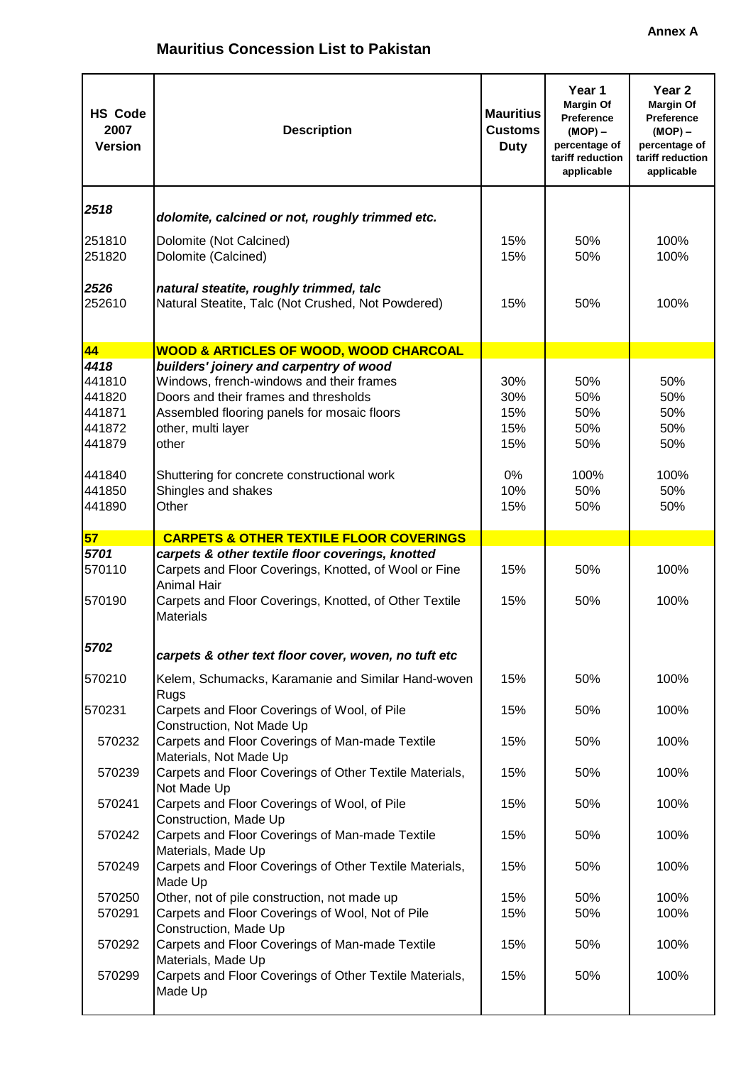**Annex A**

## Mauritius Concession List to Pakistan

| HS Code 2007 Version | Description | Mauritius Customs Duty | Year 1 Margin Of Preference (MOP) – percentage of tariff reduction applicable | Year 2 Margin Of Preference (MOP) – percentage of tariff reduction applicable |
|---|---|---|---|---|
| ***2518*** | ***dolomite, calcined or not, roughly trimmed etc.*** | | | |
| 251810 | Dolomite (Not Calcined) | 15% | 50% | 100% |
| 251820 | Dolomite (Calcined) | 15% | 50% | 100% |
| ***2526*** | ***natural steatite, roughly trimmed, talc*** | | | |
| 252610 | Natural Steatite, Talc (Not Crushed, Not Powdered) | 15% | 50% | 100% |
| **44** | **WOOD & ARTICLES OF WOOD, WOOD CHARCOAL** | | | |
| ***4418*** | ***builders' joinery and carpentry of wood*** | | | |
| 441810 | Windows, french-windows and their frames | 30% | 50% | 50% |
| 441820 | Doors and their frames and thresholds | 30% | 50% | 50% |
| 441871 | Assembled flooring panels for mosaic floors | 15% | 50% | 50% |
| 441872 | other, multi layer | 15% | 50% | 50% |
| 441879 | other | 15% | 50% | 50% |
| 441840 | Shuttering for concrete constructional work | 0% | 100% | 100% |
| 441850 | Shingles and shakes | 10% | 50% | 50% |
| 441890 | Other | 15% | 50% | 50% |
| **57** | **CARPETS & OTHER TEXTILE FLOOR COVERINGS** | | | |
| ***5701*** | ***carpets & other textile floor coverings, knotted*** | | | |
| 570110 | Carpets and Floor Coverings, Knotted, of Wool or Fine Animal Hair | 15% | 50% | 100% |
| 570190 | Carpets and Floor Coverings, Knotted, of Other Textile Materials | 15% | 50% | 100% |
| ***5702*** | ***carpets & other text floor cover, woven, no tuft etc*** | | | |
| 570210 | Kelem, Schumacks, Karamanie and Similar Hand-woven Rugs | 15% | 50% | 100% |
| 570231 | Carpets and Floor Coverings of Wool, of Pile Construction, Not Made Up | 15% | 50% | 100% |
| 570232 | Carpets and Floor Coverings of Man-made Textile Materials, Not Made Up | 15% | 50% | 100% |
| 570239 | Carpets and Floor Coverings of Other Textile Materials, Not Made Up | 15% | 50% | 100% |
| 570241 | Carpets and Floor Coverings of Wool, of Pile Construction, Made Up | 15% | 50% | 100% |
| 570242 | Carpets and Floor Coverings of Man-made Textile Materials, Made Up | 15% | 50% | 100% |
| 570249 | Carpets and Floor Coverings of Other Textile Materials, Made Up | 15% | 50% | 100% |
| 570250 | Other, not of pile construction, not made up | 15% | 50% | 100% |
| 570291 | Carpets and Floor Coverings of Wool, Not of Pile Construction, Made Up | 15% | 50% | 100% |
| 570292 | Carpets and Floor Coverings of Man-made Textile Materials, Made Up | 15% | 50% | 100% |
| 570299 | Carpets and Floor Coverings of Other Textile Materials, Made Up | 15% | 50% | 100% |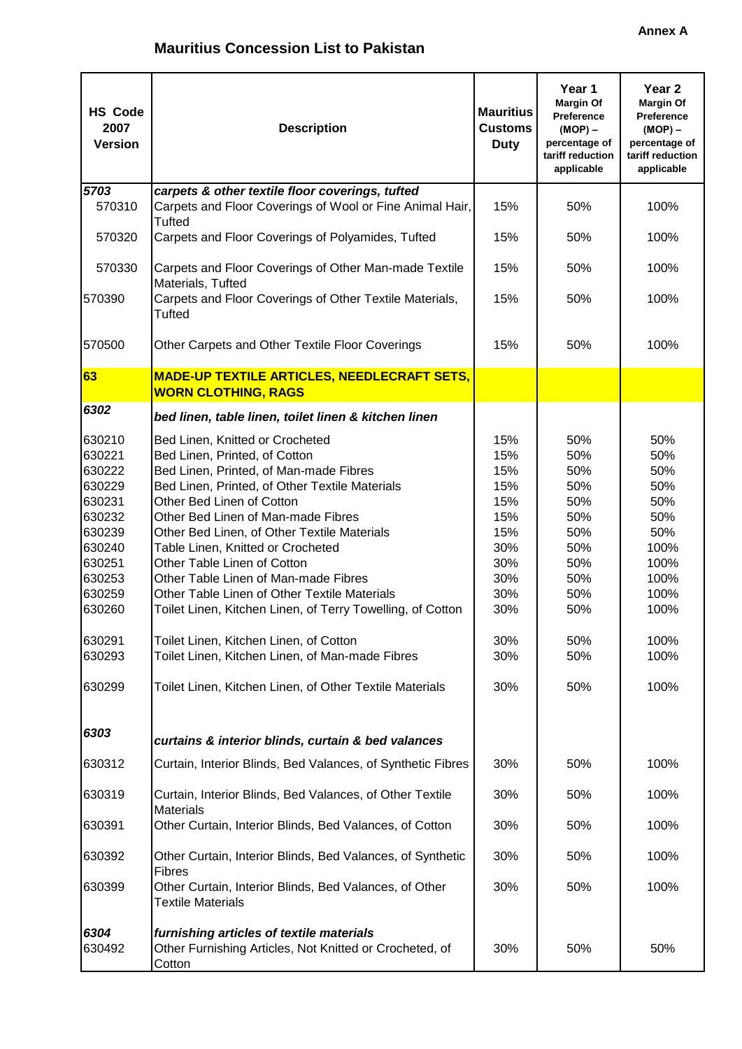Annex A

## Mauritius Concession List to Pakistan

| HS Code 2007 Version | Description | Mauritius Customs Duty | Year 1 Margin Of Preference (MOP) – percentage of tariff reduction applicable | Year 2 Margin Of Preference (MOP) – percentage of tariff reduction applicable |
|---|---|---|---|---|
| ***5703*** | ***carpets & other textile floor coverings, tufted*** | | | |
| 570310 | Carpets and Floor Coverings of Wool or Fine Animal Hair, Tufted | 15% | 50% | 100% |
| 570320 | Carpets and Floor Coverings of Polyamides, Tufted | 15% | 50% | 100% |
| 570330 | Carpets and Floor Coverings of Other Man-made Textile Materials, Tufted | 15% | 50% | 100% |
| 570390 | Carpets and Floor Coverings of Other Textile Materials, Tufted | 15% | 50% | 100% |
| 570500 | Other Carpets and Other Textile Floor Coverings | 15% | 50% | 100% |
| **63** | **MADE-UP TEXTILE ARTICLES, NEEDLECRAFT SETS, WORN CLOTHING, RAGS** | | | |
| ***6302*** | ***bed linen, table linen, toilet linen & kitchen linen*** | | | |
| 630210 | Bed Linen, Knitted or Crocheted | 15% | 50% | 50% |
| 630221 | Bed Linen, Printed, of Cotton | 15% | 50% | 50% |
| 630222 | Bed Linen, Printed, of Man-made Fibres | 15% | 50% | 50% |
| 630229 | Bed Linen, Printed, of Other Textile Materials | 15% | 50% | 50% |
| 630231 | Other Bed Linen of Cotton | 15% | 50% | 50% |
| 630232 | Other Bed Linen of Man-made Fibres | 15% | 50% | 50% |
| 630239 | Other Bed Linen, of Other Textile Materials | 15% | 50% | 50% |
| 630240 | Table Linen, Knitted or Crocheted | 30% | 50% | 100% |
| 630251 | Other Table Linen of Cotton | 30% | 50% | 100% |
| 630253 | Other Table Linen of Man-made Fibres | 30% | 50% | 100% |
| 630259 | Other Table Linen of Other Textile Materials | 30% | 50% | 100% |
| 630260 | Toilet Linen, Kitchen Linen, of Terry Towelling, of Cotton | 30% | 50% | 100% |
| 630291 | Toilet Linen, Kitchen Linen, of Cotton | 30% | 50% | 100% |
| 630293 | Toilet Linen, Kitchen Linen, of Man-made Fibres | 30% | 50% | 100% |
| 630299 | Toilet Linen, Kitchen Linen, of Other Textile Materials | 30% | 50% | 100% |
| ***6303*** | ***curtains & interior blinds, curtain & bed valances*** | | | |
| 630312 | Curtain, Interior Blinds, Bed Valances, of Synthetic Fibres | 30% | 50% | 100% |
| 630319 | Curtain, Interior Blinds, Bed Valances, of Other Textile Materials | 30% | 50% | 100% |
| 630391 | Other Curtain, Interior Blinds, Bed Valances, of Cotton | 30% | 50% | 100% |
| 630392 | Other Curtain, Interior Blinds, Bed Valances, of Synthetic Fibres | 30% | 50% | 100% |
| 630399 | Other Curtain, Interior Blinds, Bed Valances, of Other Textile Materials | 30% | 50% | 100% |
| ***6304*** | ***furnishing articles of textile materials*** | | | |
| 630492 | Other Furnishing Articles, Not Knitted or Crocheted, of Cotton | 30% | 50% | 50% |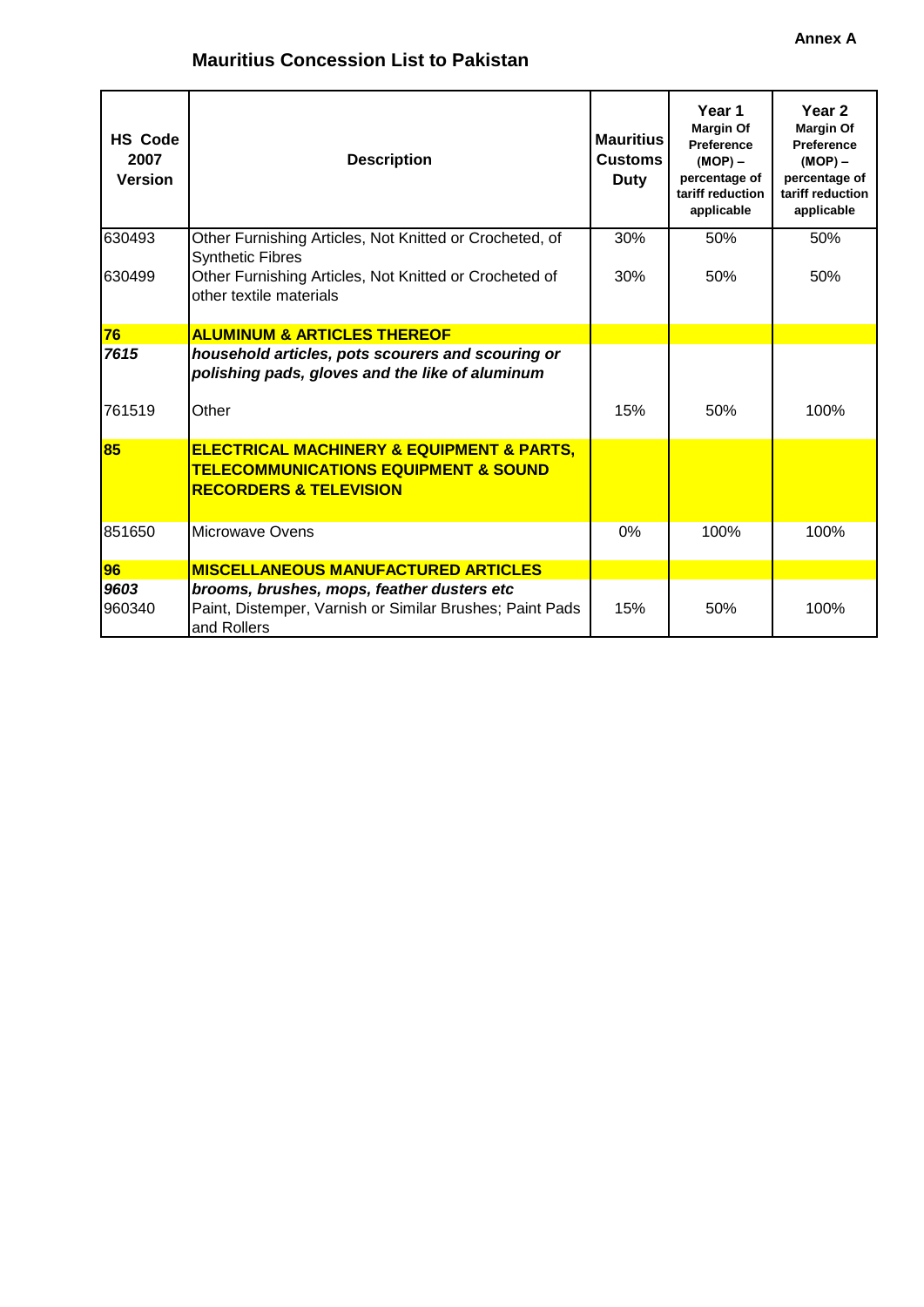Annex A

## Mauritius Concession List to Pakistan

| HS Code 2007 Version | Description | Mauritius Customs Duty | Year 1 Margin Of Preference (MOP) – percentage of tariff reduction applicable | Year 2 Margin Of Preference (MOP) – percentage of tariff reduction applicable |
|---|---|---|---|---|
| 630493 | Other Furnishing Articles, Not Knitted or Crocheted, of Synthetic Fibres | 30% | 50% | 50% |
| 630499 | Other Furnishing Articles, Not Knitted or Crocheted of other textile materials | 30% | 50% | 50% |
| **76** | **ALUMINUM & ARTICLES THEREOF** | | | |
| ***7615*** | ***household articles, pots scourers and scouring or polishing pads, gloves and the like of aluminum*** | | | |
| 761519 | Other | 15% | 50% | 100% |
| **85** | **ELECTRICAL MACHINERY & EQUIPMENT & PARTS, TELECOMMUNICATIONS EQUIPMENT & SOUND RECORDERS & TELEVISION** | | | |
| 851650 | Microwave Ovens | 0% | 100% | 100% |
| **96** | **MISCELLANEOUS MANUFACTURED ARTICLES** | | | |
| ***9603*** | ***brooms, brushes, mops, feather dusters etc*** | | | |
| 960340 | Paint, Distemper, Varnish or Similar Brushes; Paint Pads and Rollers | 15% | 50% | 100% |